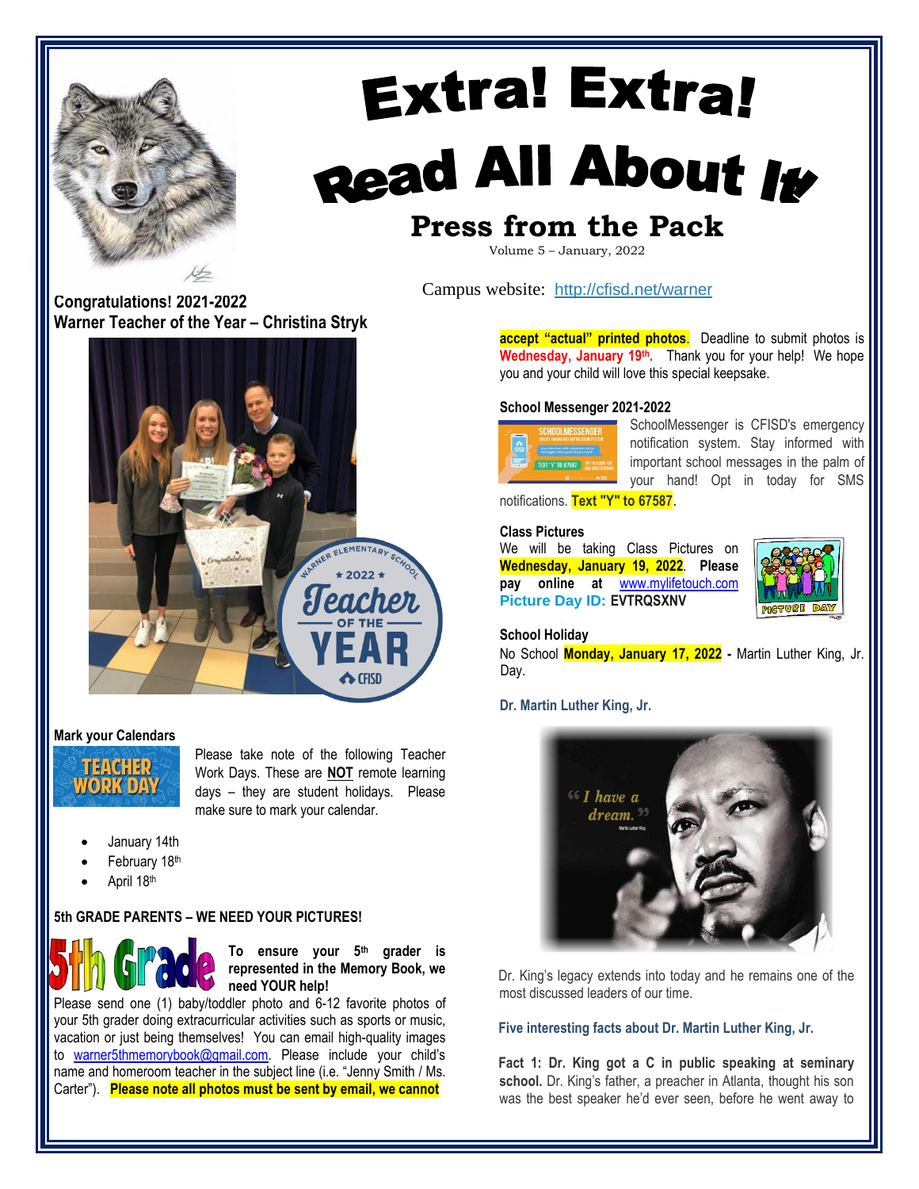# Extra! Extra! Read All About It

## Press from the Pack

Volume 5 – January, 2022

Campus website: http://cfisd.net/warner

**Congratulations! 2021-2022 Warner Teacher of the Year – Christina Stryk**

### Mark your Calendars

Please take note of the following Teacher Work Days. These are **NOT** remote learning days – they are student holidays. Please make sure to mark your calendar.

- January 14th
- February 18th
- April 18th

### 5th GRADE PARENTS – WE NEED YOUR PICTURES!

**To ensure your 5th grader is represented in the Memory Book, we need YOUR help!**

Please send one (1) baby/toddler photo and 6-12 favorite photos of your 5th grader doing extracurricular activities such as sports or music, vacation or just being themselves! You can email high-quality images to warner5thmemorybook@gmail.com. Please include your child's name and homeroom teacher in the subject line (i.e. "Jenny Smith / Ms. Carter"). **Please note all photos must be sent by email, we cannot accept "actual" printed photos.** Deadline to submit photos is **Wednesday, January 19th.** Thank you for your help! We hope you and your child will love this special keepsake.

### School Messenger 2021-2022

SchoolMessenger is CFISD's emergency notification system. Stay informed with important school messages in the palm of your hand! Opt in today for SMS notifications. **Text "Y" to 67587**.

### Class Pictures

We will be taking Class Pictures on **Wednesday, January 19, 2022**. **Please pay online at** www.mylifetouch.com

**Picture Day ID: EVTRQSXNV**

### School Holiday

No School **Monday, January 17, 2022** - Martin Luther King, Jr. Day.

### Dr. Martin Luther King, Jr.

Dr. King's legacy extends into today and he remains one of the most discussed leaders of our time.

### Five interesting facts about Dr. Martin Luther King, Jr.

**Fact 1: Dr. King got a C in public speaking at seminary school.** Dr. King's father, a preacher in Atlanta, thought his son was the best speaker he'd ever seen, before he went away to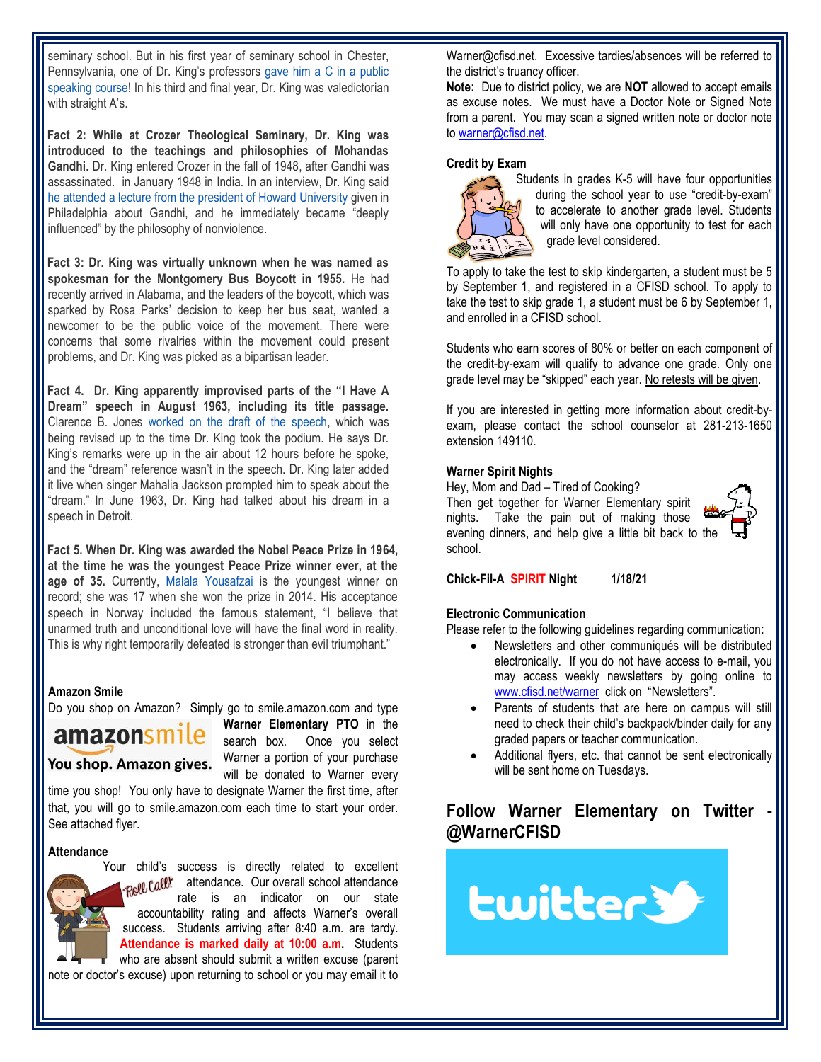seminary school. But in his first year of seminary school in Chester, Pennsylvania, one of Dr. King's professors gave him a C in a public speaking course! In his third and final year, Dr. King was valedictorian with straight A's.

**Fact 2: While at Crozer Theological Seminary, Dr. King was introduced to the teachings and philosophies of Mohandas Gandhi.** Dr. King entered Crozer in the fall of 1948, after Gandhi was assassinated. in January 1948 in India. In an interview, Dr. King said he attended a lecture from the president of Howard University given in Philadelphia about Gandhi, and he immediately became "deeply influenced" by the philosophy of nonviolence.

**Fact 3: Dr. King was virtually unknown when he was named as spokesman for the Montgomery Bus Boycott in 1955.** He had recently arrived in Alabama, and the leaders of the boycott, which was sparked by Rosa Parks' decision to keep her bus seat, wanted a newcomer to be the public voice of the movement. There were concerns that some rivalries within the movement could present problems, and Dr. King was picked as a bipartisan leader.

**Fact 4. Dr. King apparently improvised parts of the "I Have A Dream" speech in August 1963, including its title passage.** Clarence B. Jones worked on the draft of the speech, which was being revised up to the time Dr. King took the podium. He says Dr. King's remarks were up in the air about 12 hours before he spoke, and the "dream" reference wasn't in the speech. Dr. King later added it live when singer Mahalia Jackson prompted him to speak about the "dream." In June 1963, Dr. King had talked about his dream in a speech in Detroit.

**Fact 5. When Dr. King was awarded the Nobel Peace Prize in 1964, at the time he was the youngest Peace Prize winner ever, at the age of 35.** Currently, Malala Yousafzai is the youngest winner on record; she was 17 when she won the prize in 2014. His acceptance speech in Norway included the famous statement, "I believe that unarmed truth and unconditional love will have the final word in reality. This is why right temporarily defeated is stronger than evil triumphant."

### Amazon Smile

Do you shop on Amazon? Simply go to smile.amazon.com and type **Warner Elementary PTO** in the search box. Once you select Warner a portion of your purchase will be donated to Warner every time you shop! You only have to designate Warner the first time, after that, you will go to smile.amazon.com each time to start your order. See attached flyer.

### Attendance

Your child's success is directly related to excellent attendance. Our overall school attendance rate is an indicator on our state accountability rating and affects Warner's overall success. Students arriving after 8:40 a.m. are tardy. **Attendance is marked daily at 10:00 a.m.** Students who are absent should submit a written excuse (parent note or doctor's excuse) upon returning to school or you may email it to Warner@cfisd.net. Excessive tardies/absences will be referred to the district's truancy officer.

**Note:** Due to district policy, we are **NOT** allowed to accept emails as excuse notes. We must have a Doctor Note or Signed Note from a parent. You may scan a signed written note or doctor note to warner@cfisd.net.

### Credit by Exam

Students in grades K-5 will have four opportunities during the school year to use "credit-by-exam" to accelerate to another grade level. Students will only have one opportunity to test for each grade level considered.

To apply to take the test to skip kindergarten, a student must be 5 by September 1, and registered in a CFISD school. To apply to take the test to skip grade 1, a student must be 6 by September 1, and enrolled in a CFISD school.

Students who earn scores of 80% or better on each component of the credit-by-exam will qualify to advance one grade. Only one grade level may be "skipped" each year. No retests will be given.

If you are interested in getting more information about credit-by-exam, please contact the school counselor at 281-213-1650 extension 149110.

### Warner Spirit Nights

Hey, Mom and Dad – Tired of Cooking?
Then get together for Warner Elementary spirit nights. Take the pain out of making those evening dinners, and help give a little bit back to the school.

**Chick-Fil-A SPIRIT Night 1/18/21**

### Electronic Communication

Please refer to the following guidelines regarding communication:

- Newsletters and other communiqués will be distributed electronically. If you do not have access to e-mail, you may access weekly newsletters by going online to www.cfisd.net/warner click on "Newsletters".
- Parents of students that are here on campus will still need to check their child's backpack/binder daily for any graded papers or teacher communication.
- Additional flyers, etc. that cannot be sent electronically will be sent home on Tuesdays.

## Follow Warner Elementary on Twitter - @WarnerCFISD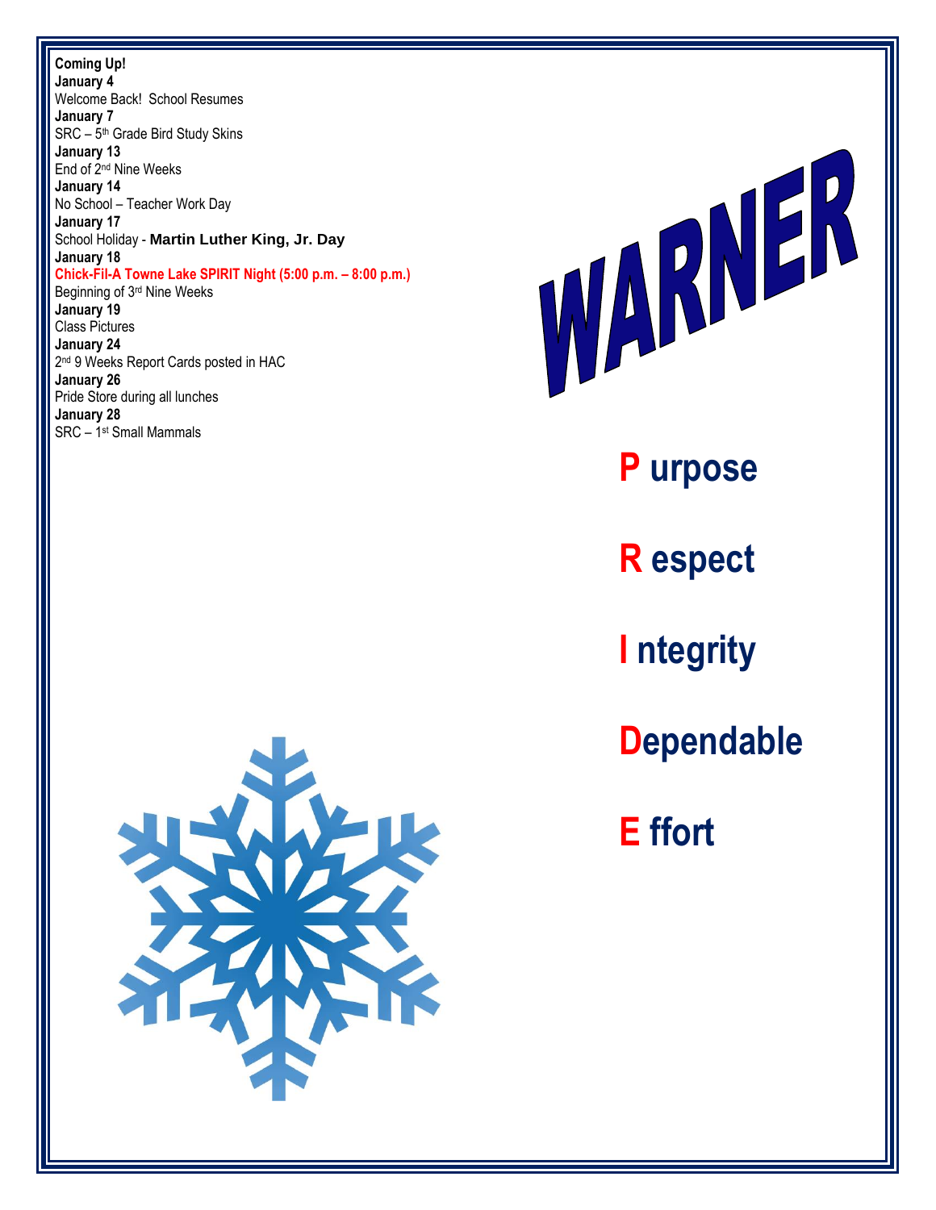**Coming Up!**

**January 4**
Welcome Back! School Resumes

**January 7**
SRC – 5th Grade Bird Study Skins

**January 13**
End of 2nd Nine Weeks

**January 14**
No School – Teacher Work Day

**January 17**
School Holiday - **Martin Luther King, Jr. Day**

**January 18**
**Chick-Fil-A Towne Lake SPIRIT Night (5:00 p.m. – 8:00 p.m.)**
Beginning of 3rd Nine Weeks

**January 19**
Class Pictures

**January 24**
2nd 9 Weeks Report Cards posted in HAC

**January 26**
Pride Store during all lunches

**January 28**
SRC – 1st Small Mammals

# WARNER

**P urpose**

**R espect**

**I ntegrity**

**Dependable**

**E ffort**